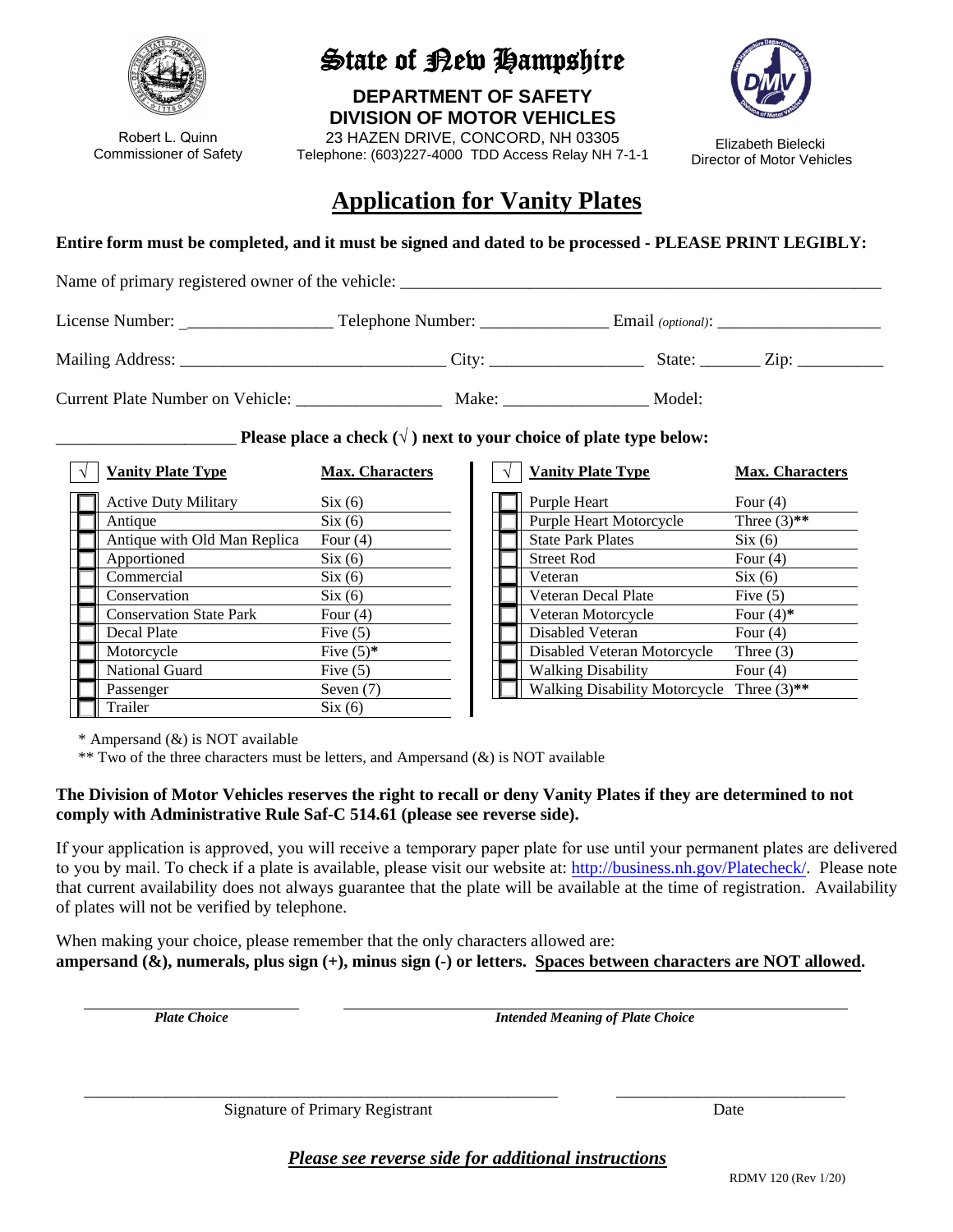# State of New Hampshire

**DEPARTMENT OF SAFETY**
**DIVISION OF MOTOR VEHICLES**
23 HAZEN DRIVE, CONCORD, NH 03305
Telephone: (603)227-4000 TDD Access Relay NH 7-1-1

Robert L. Quinn
Commissioner of Safety

Elizabeth Bielecki
Director of Motor Vehicles

## Application for Vanity Plates

**Entire form must be completed, and it must be signed and dated to be processed - PLEASE PRINT LEGIBLY:**

Name of primary registered owner of the vehicle: ___________________________________________

License Number: _________________ Telephone Number: _______________ Email *(optional)*: ____________________

Mailing Address: ______________________________ City: __________________ State: _______ Zip: __________

Current Plate Number on Vehicle: _________________ Make: _________________ Model:

_____________________ **Please place a check (√) next to your choice of plate type below:**

| √ | Vanity Plate Type | Max. Characters |
|---|---|---|
| ☐ | Active Duty Military | Six (6) |
| ☐ | Antique | Six (6) |
| ☐ | Antique with Old Man Replica | Four (4) |
| ☐ | Apportioned | Six (6) |
| ☐ | Commercial | Six (6) |
| ☐ | Conservation | Six (6) |
| ☐ | Conservation State Park | Four (4) |
| ☐ | Decal Plate | Five (5) |
| ☐ | Motorcycle | Five (5)* |
| ☐ | National Guard | Five (5) |
| ☐ | Passenger | Seven (7) |
| ☐ | Trailer | Six (6) |
| ☐ | Purple Heart | Four (4) |
| ☐ | Purple Heart Motorcycle | Three (3)** |
| ☐ | State Park Plates | Six (6) |
| ☐ | Street Rod | Four (4) |
| ☐ | Veteran | Six (6) |
| ☐ | Veteran Decal Plate | Five (5) |
| ☐ | Veteran Motorcycle | Four (4)* |
| ☐ | Disabled Veteran | Four (4) |
| ☐ | Disabled Veteran Motorcycle | Three (3) |
| ☐ | Walking Disability | Four (4) |
| ☐ | Walking Disability Motorcycle | Three (3)** |

\* Ampersand (&) is NOT available
\** Two of the three characters must be letters, and Ampersand (&) is NOT available

**The Division of Motor Vehicles reserves the right to recall or deny Vanity Plates if they are determined to not comply with Administrative Rule Saf-C 514.61 (please see reverse side).**

If your application is approved, you will receive a temporary paper plate for use until your permanent plates are delivered to you by mail. To check if a plate is available, please visit our website at: http://business.nh.gov/Platecheck/. Please note that current availability does not always guarantee that the plate will be available at the time of registration. Availability of plates will not be verified by telephone.

When making your choice, please remember that the only characters allowed are:
**ampersand (&), numerals, plus sign (+), minus sign (-) or letters. Spaces between characters are NOT allowed.**

_________________________ ____________________________________________
*Plate Choice* *Intended Meaning of Plate Choice*

____________________________________________________ ____________________________
Signature of Primary Registrant Date

***Please see reverse side for additional instructions***

RDMV 120 (Rev 1/20)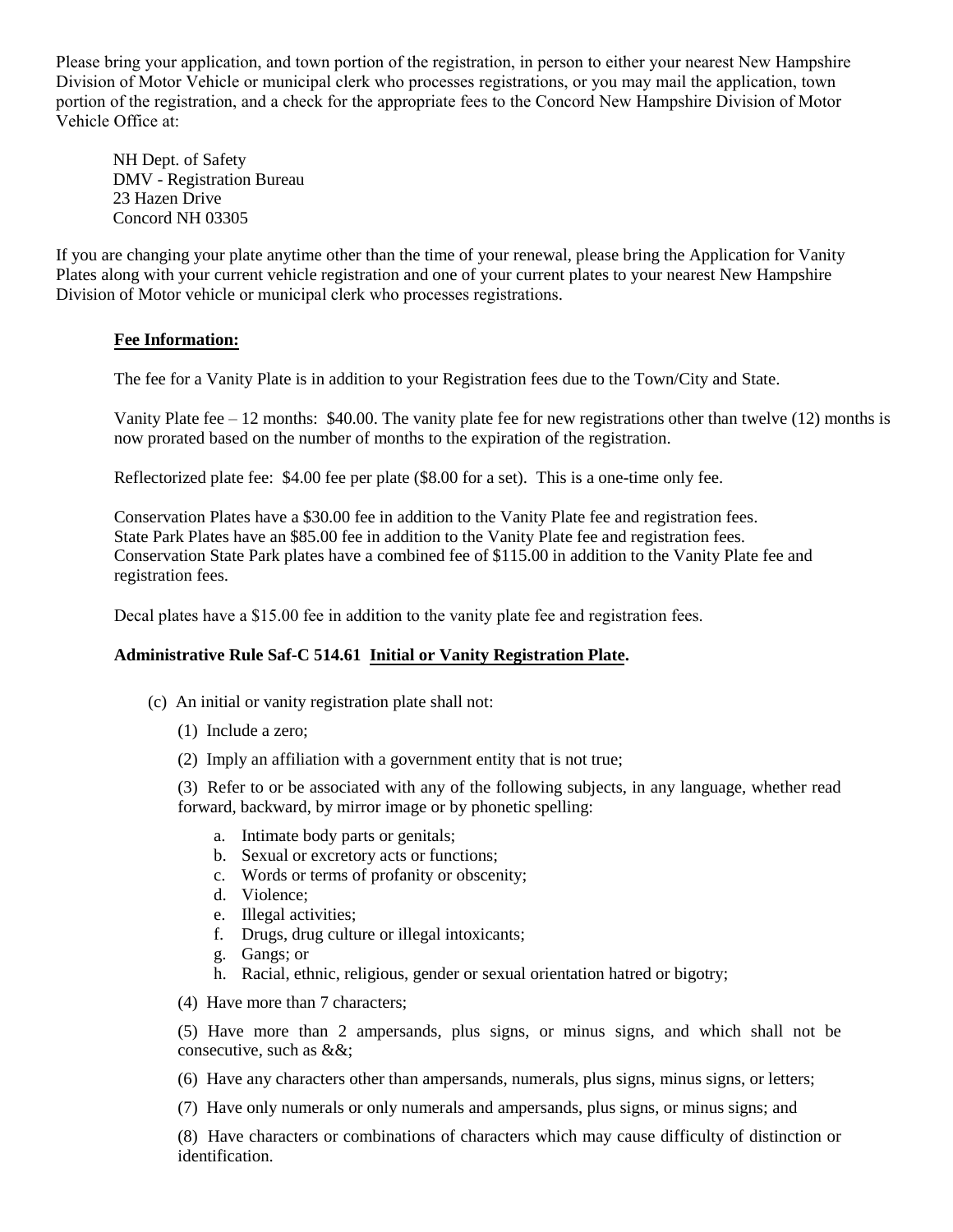Please bring your application, and town portion of the registration, in person to either your nearest New Hampshire Division of Motor Vehicle or municipal clerk who processes registrations, or you may mail the application, town portion of the registration, and a check for the appropriate fees to the Concord New Hampshire Division of Motor Vehicle Office at:

NH Dept. of Safety
DMV - Registration Bureau
23 Hazen Drive
Concord NH 03305

If you are changing your plate anytime other than the time of your renewal, please bring the Application for Vanity Plates along with your current vehicle registration and one of your current plates to your nearest New Hampshire Division of Motor vehicle or municipal clerk who processes registrations.

**Fee Information:**

The fee for a Vanity Plate is in addition to your Registration fees due to the Town/City and State.

Vanity Plate fee – 12 months: $40.00. The vanity plate fee for new registrations other than twelve (12) months is now prorated based on the number of months to the expiration of the registration.

Reflectorized plate fee: $4.00 fee per plate ($8.00 for a set). This is a one-time only fee.

Conservation Plates have a $30.00 fee in addition to the Vanity Plate fee and registration fees.
State Park Plates have an $85.00 fee in addition to the Vanity Plate fee and registration fees.
Conservation State Park plates have a combined fee of $115.00 in addition to the Vanity Plate fee and registration fees.

Decal plates have a $15.00 fee in addition to the vanity plate fee and registration fees.

**Administrative Rule Saf-C 514.61 Initial or Vanity Registration Plate.**

(c) An initial or vanity registration plate shall not:

(1) Include a zero;

(2) Imply an affiliation with a government entity that is not true;

(3) Refer to or be associated with any of the following subjects, in any language, whether read forward, backward, by mirror image or by phonetic spelling:

a. Intimate body parts or genitals;
b. Sexual or excretory acts or functions;
c. Words or terms of profanity or obscenity;
d. Violence;
e. Illegal activities;
f. Drugs, drug culture or illegal intoxicants;
g. Gangs; or
h. Racial, ethnic, religious, gender or sexual orientation hatred or bigotry;

(4) Have more than 7 characters;

(5) Have more than 2 ampersands, plus signs, or minus signs, and which shall not be consecutive, such as &&;

(6) Have any characters other than ampersands, numerals, plus signs, minus signs, or letters;

(7) Have only numerals or only numerals and ampersands, plus signs, or minus signs; and

(8) Have characters or combinations of characters which may cause difficulty of distinction or identification.